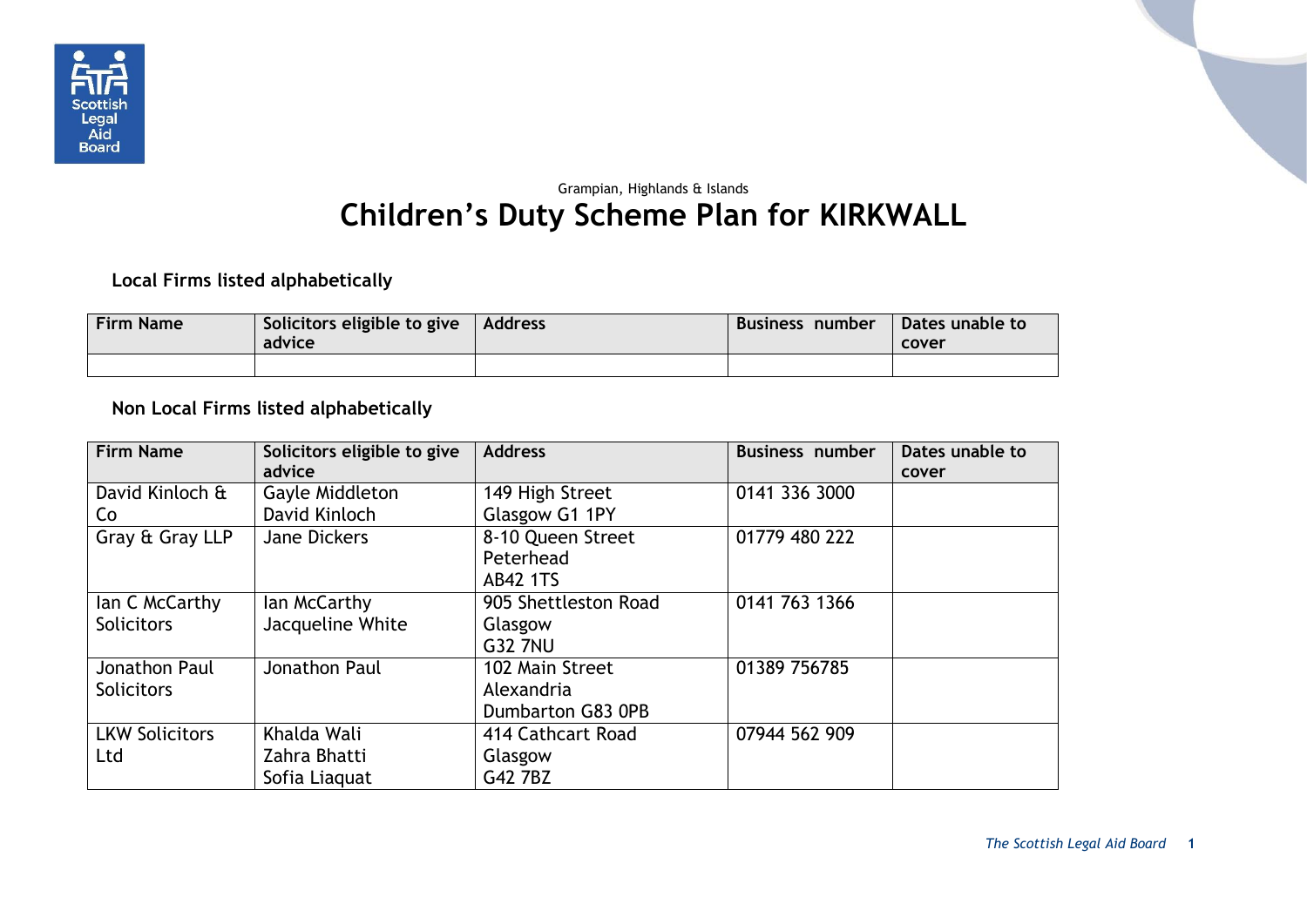Grampian, Highlands & Islands

# Children's Duty Scheme Plan for KIRKWALL

### Local Firms listed alphabetically

| Firm Name | Solicitors eligible to give advice | Address | Business number | Dates unable to cover |
|---|---|---|---|---|
| | | | | |

### Non Local Firms listed alphabetically

| Firm Name | Solicitors eligible to give advice | Address | Business number | Dates unable to cover |
|---|---|---|---|---|
| David Kinloch & Co | Gayle Middleton<br>David Kinloch | 149 High Street<br>Glasgow G1 1PY | 0141 336 3000 | |
| Gray & Gray LLP | Jane Dickers | 8-10 Queen Street<br>Peterhead<br>AB42 1TS | 01779 480 222 | |
| Ian C McCarthy Solicitors | Ian McCarthy<br>Jacqueline White | 905 Shettleston Road<br>Glasgow<br>G32 7NU | 0141 763 1366 | |
| Jonathon Paul Solicitors | Jonathon Paul | 102 Main Street<br>Alexandria<br>Dumbarton G83 0PB | 01389 756785 | |
| LKW Solicitors Ltd | Khalda Wali<br>Zahra Bhatti<br>Sofia Liaquat | 414 Cathcart Road<br>Glasgow<br>G42 7BZ | 07944 562 909 | |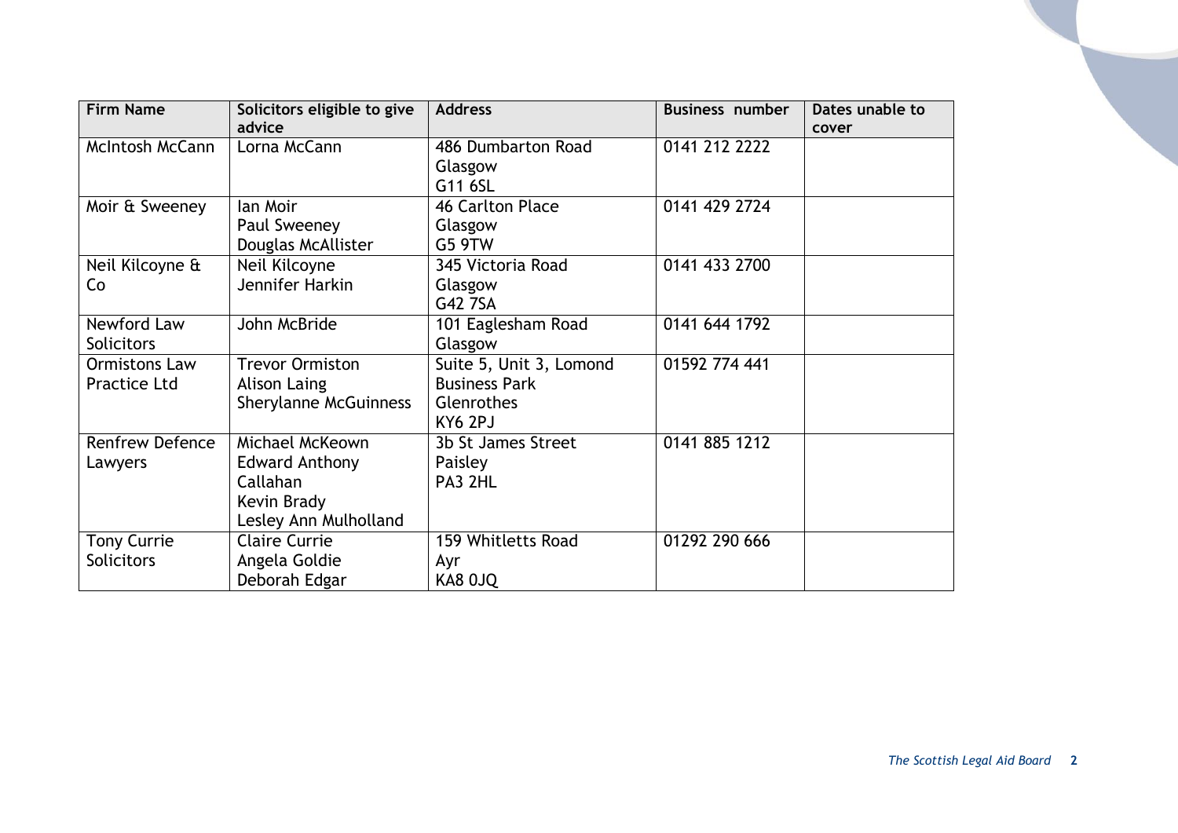| Firm Name | Solicitors eligible to give advice | Address | Business number | Dates unable to cover |
|---|---|---|---|---|
| McIntosh McCann | Lorna McCann | 486 Dumbarton Road<br>Glasgow<br>G11 6SL | 0141 212 2222 | |
| Moir & Sweeney | Ian Moir<br>Paul Sweeney<br>Douglas McAllister | 46 Carlton Place<br>Glasgow<br>G5 9TW | 0141 429 2724 | |
| Neil Kilcoyne & Co | Neil Kilcoyne<br>Jennifer Harkin | 345 Victoria Road<br>Glasgow<br>G42 7SA | 0141 433 2700 | |
| Newford Law Solicitors | John McBride | 101 Eaglesham Road<br>Glasgow | 0141 644 1792 | |
| Ormistons Law Practice Ltd | Trevor Ormiston<br>Alison Laing<br>Sherylanne McGuinness | Suite 5, Unit 3, Lomond Business Park<br>Glenrothes<br>KY6 2PJ | 01592 774 441 | |
| Renfrew Defence Lawyers | Michael McKeown<br>Edward Anthony Callahan<br>Kevin Brady<br>Lesley Ann Mulholland | 3b St James Street<br>Paisley<br>PA3 2HL | 0141 885 1212 | |
| Tony Currie Solicitors | Claire Currie<br>Angela Goldie<br>Deborah Edgar | 159 Whitletts Road<br>Ayr<br>KA8 0JQ | 01292 290 666 | |